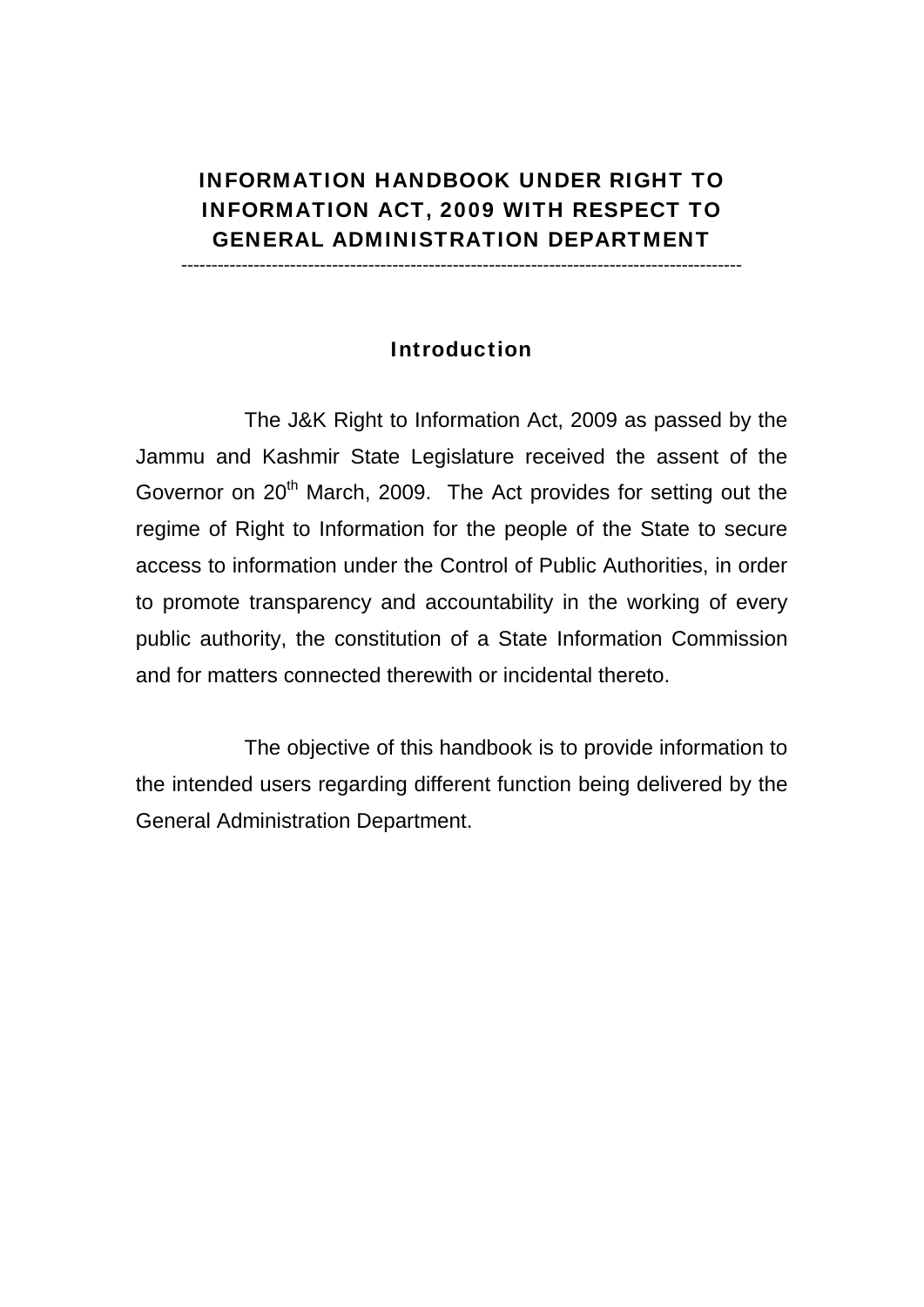# INFORMATION HANDBOOK UNDER RIGHT TO INFORMATION ACT, 2009 WITH RESPECT TO GENERAL ADMINISTRATION DEPARTMENT

---

## Introduction

The J&K Right to Information Act, 2009 as passed by the Jammu and Kashmir State Legislature received the assent of the Governor on 20th March, 2009. The Act provides for setting out the regime of Right to Information for the people of the State to secure access to information under the Control of Public Authorities, in order to promote transparency and accountability in the working of every public authority, the constitution of a State Information Commission and for matters connected therewith or incidental thereto.

The objective of this handbook is to provide information to the intended users regarding different function being delivered by the General Administration Department.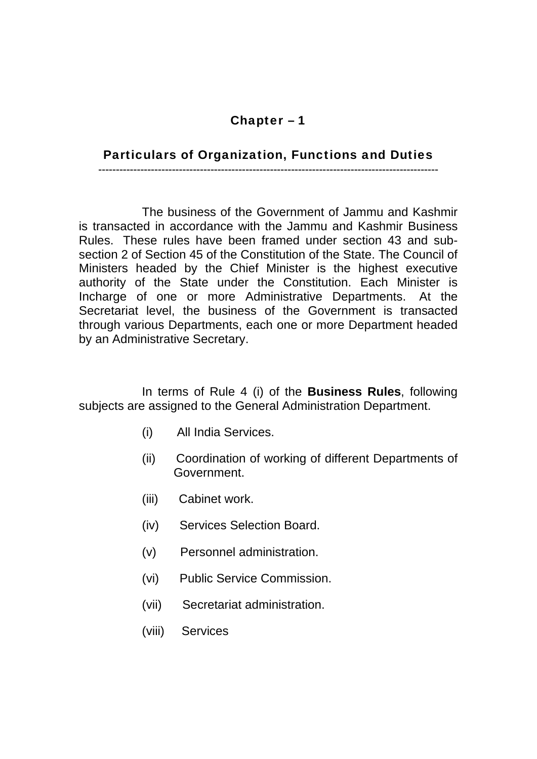# Chapter – 1

## Particulars of Organization, Functions and Duties

---

The business of the Government of Jammu and Kashmir is transacted in accordance with the Jammu and Kashmir Business Rules. These rules have been framed under section 43 and sub-section 2 of Section 45 of the Constitution of the State. The Council of Ministers headed by the Chief Minister is the highest executive authority of the State under the Constitution. Each Minister is Incharge of one or more Administrative Departments. At the Secretariat level, the business of the Government is transacted through various Departments, each one or more Department headed by an Administrative Secretary.

In terms of Rule 4 (i) of the **Business Rules**, following subjects are assigned to the General Administration Department.

(i) All India Services.

(ii) Coordination of working of different Departments of Government.

(iii) Cabinet work.

(iv) Services Selection Board.

(v) Personnel administration.

(vi) Public Service Commission.

(vii) Secretariat administration.

(viii) Services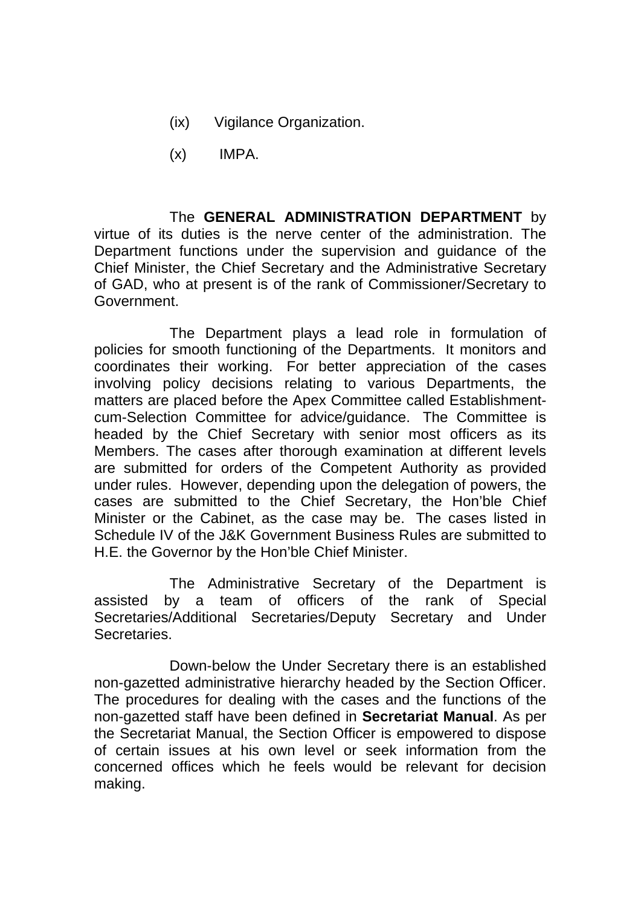(ix) Vigilance Organization.

(x) IMPA.

The **GENERAL ADMINISTRATION DEPARTMENT** by virtue of its duties is the nerve center of the administration. The Department functions under the supervision and guidance of the Chief Minister, the Chief Secretary and the Administrative Secretary of GAD, who at present is of the rank of Commissioner/Secretary to Government.

The Department plays a lead role in formulation of policies for smooth functioning of the Departments. It monitors and coordinates their working. For better appreciation of the cases involving policy decisions relating to various Departments, the matters are placed before the Apex Committee called Establishment-cum-Selection Committee for advice/guidance. The Committee is headed by the Chief Secretary with senior most officers as its Members. The cases after thorough examination at different levels are submitted for orders of the Competent Authority as provided under rules. However, depending upon the delegation of powers, the cases are submitted to the Chief Secretary, the Hon'ble Chief Minister or the Cabinet, as the case may be. The cases listed in Schedule IV of the J&K Government Business Rules are submitted to H.E. the Governor by the Hon'ble Chief Minister.

The Administrative Secretary of the Department is assisted by a team of officers of the rank of Special Secretaries/Additional Secretaries/Deputy Secretary and Under Secretaries.

Down-below the Under Secretary there is an established non-gazetted administrative hierarchy headed by the Section Officer. The procedures for dealing with the cases and the functions of the non-gazetted staff have been defined in **Secretariat Manual**. As per the Secretariat Manual, the Section Officer is empowered to dispose of certain issues at his own level or seek information from the concerned offices which he feels would be relevant for decision making.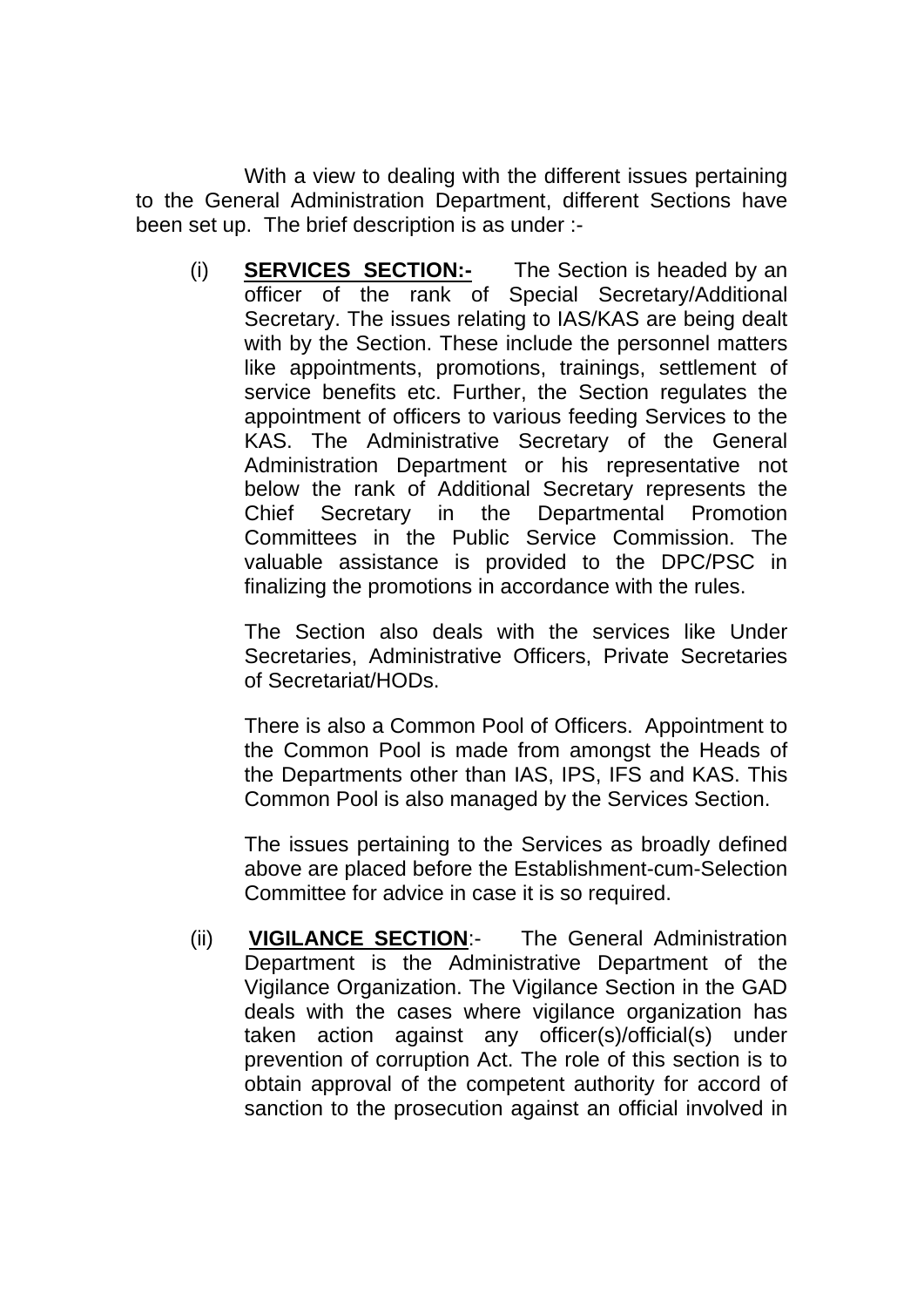With a view to dealing with the different issues pertaining to the General Administration Department, different Sections have been set up. The brief description is as under :-

(i) **SERVICES SECTION:-** The Section is headed by an officer of the rank of Special Secretary/Additional Secretary. The issues relating to IAS/KAS are being dealt with by the Section. These include the personnel matters like appointments, promotions, trainings, settlement of service benefits etc. Further, the Section regulates the appointment of officers to various feeding Services to the KAS. The Administrative Secretary of the General Administration Department or his representative not below the rank of Additional Secretary represents the Chief Secretary in the Departmental Promotion Committees in the Public Service Commission. The valuable assistance is provided to the DPC/PSC in finalizing the promotions in accordance with the rules.

The Section also deals with the services like Under Secretaries, Administrative Officers, Private Secretaries of Secretariat/HODs.

There is also a Common Pool of Officers. Appointment to the Common Pool is made from amongst the Heads of the Departments other than IAS, IPS, IFS and KAS. This Common Pool is also managed by the Services Section.

The issues pertaining to the Services as broadly defined above are placed before the Establishment-cum-Selection Committee for advice in case it is so required.

(ii) **VIGILANCE SECTION**:- The General Administration Department is the Administrative Department of the Vigilance Organization. The Vigilance Section in the GAD deals with the cases where vigilance organization has taken action against any officer(s)/official(s) under prevention of corruption Act. The role of this section is to obtain approval of the competent authority for accord of sanction to the prosecution against an official involved in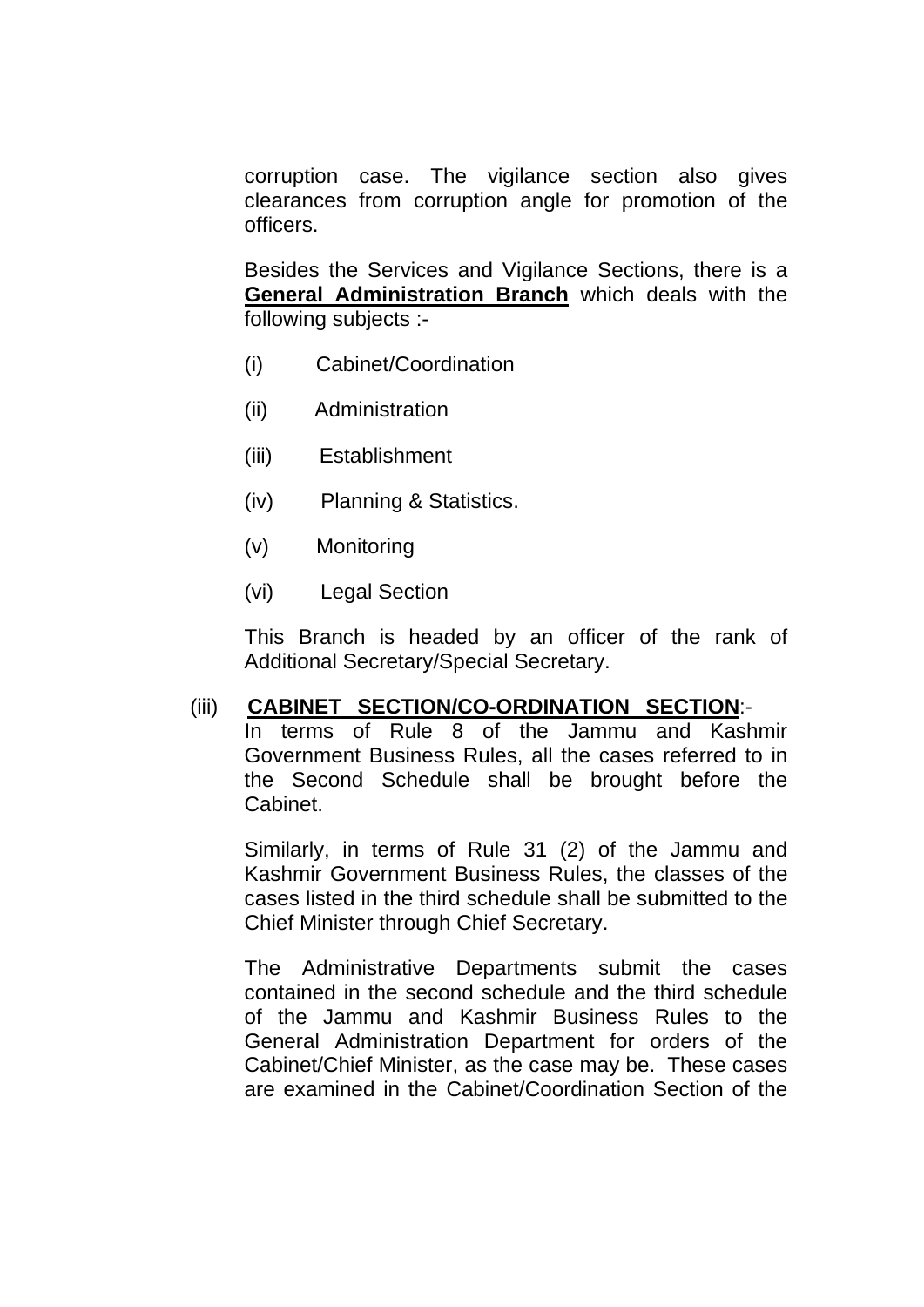corruption case. The vigilance section also gives clearances from corruption angle for promotion of the officers.

Besides the Services and Vigilance Sections, there is a **General Administration Branch** which deals with the following subjects :-

(i) Cabinet/Coordination

(ii) Administration

(iii) Establishment

(iv) Planning & Statistics.

(v) Monitoring

(vi) Legal Section

This Branch is headed by an officer of the rank of Additional Secretary/Special Secretary.

(iii) **CABINET SECTION/CO-ORDINATION SECTION**:-

In terms of Rule 8 of the Jammu and Kashmir Government Business Rules, all the cases referred to in the Second Schedule shall be brought before the Cabinet.

Similarly, in terms of Rule 31 (2) of the Jammu and Kashmir Government Business Rules, the classes of the cases listed in the third schedule shall be submitted to the Chief Minister through Chief Secretary.

The Administrative Departments submit the cases contained in the second schedule and the third schedule of the Jammu and Kashmir Business Rules to the General Administration Department for orders of the Cabinet/Chief Minister, as the case may be. These cases are examined in the Cabinet/Coordination Section of the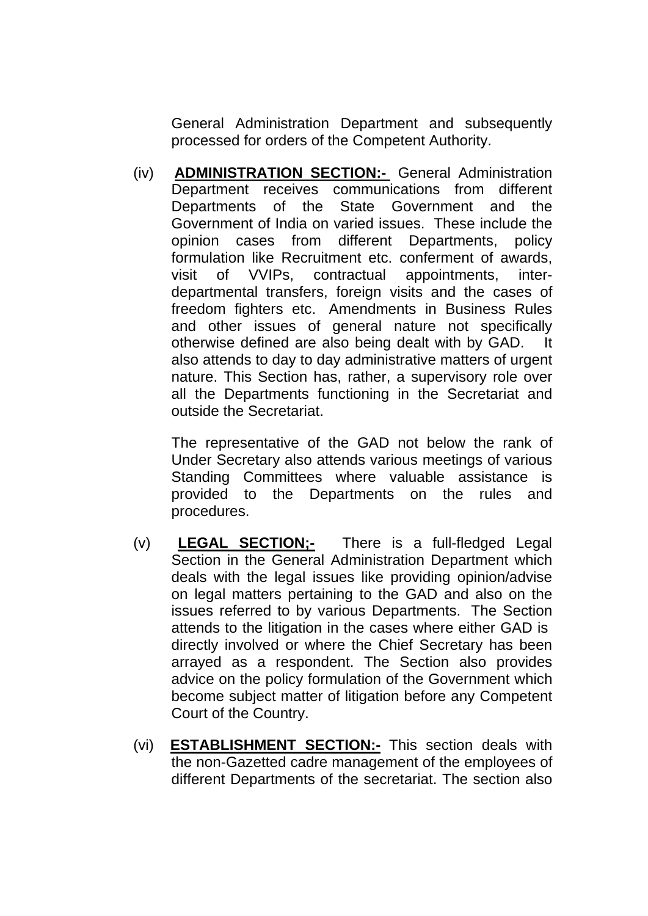General Administration Department and subsequently processed for orders of the Competent Authority.

(iv) **ADMINISTRATION SECTION:-** General Administration Department receives communications from different Departments of the State Government and the Government of India on varied issues. These include the opinion cases from different Departments, policy formulation like Recruitment etc. conferment of awards, visit of VVIPs, contractual appointments, inter-departmental transfers, foreign visits and the cases of freedom fighters etc. Amendments in Business Rules and other issues of general nature not specifically otherwise defined are also being dealt with by GAD. It also attends to day to day administrative matters of urgent nature. This Section has, rather, a supervisory role over all the Departments functioning in the Secretariat and outside the Secretariat.

The representative of the GAD not below the rank of Under Secretary also attends various meetings of various Standing Committees where valuable assistance is provided to the Departments on the rules and procedures.

(v) **LEGAL SECTION;-** There is a full-fledged Legal Section in the General Administration Department which deals with the legal issues like providing opinion/advise on legal matters pertaining to the GAD and also on the issues referred to by various Departments. The Section attends to the litigation in the cases where either GAD is directly involved or where the Chief Secretary has been arrayed as a respondent. The Section also provides advice on the policy formulation of the Government which become subject matter of litigation before any Competent Court of the Country.

(vi) **ESTABLISHMENT SECTION:-** This section deals with the non-Gazetted cadre management of the employees of different Departments of the secretariat. The section also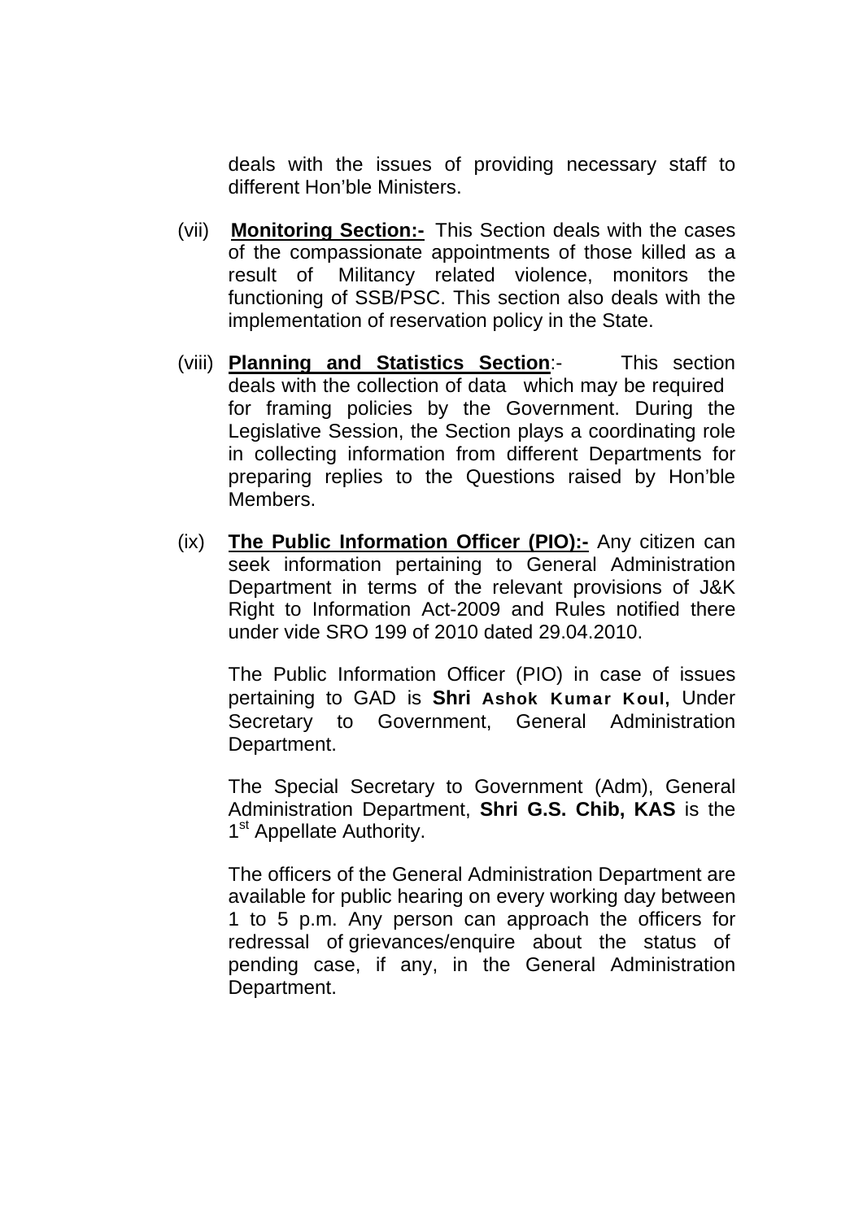deals with the issues of providing necessary staff to different Hon'ble Ministers.

(vii) **Monitoring Section:-** This Section deals with the cases of the compassionate appointments of those killed as a result of Militancy related violence, monitors the functioning of SSB/PSC. This section also deals with the implementation of reservation policy in the State.

(viii) **Planning and Statistics Section**:- This section deals with the collection of data which may be required for framing policies by the Government. During the Legislative Session, the Section plays a coordinating role in collecting information from different Departments for preparing replies to the Questions raised by Hon'ble Members.

(ix) **The Public Information Officer (PIO):-** Any citizen can seek information pertaining to General Administration Department in terms of the relevant provisions of J&K Right to Information Act-2009 and Rules notified there under vide SRO 199 of 2010 dated 29.04.2010.

The Public Information Officer (PIO) in case of issues pertaining to GAD is **Shri Ashok Kumar Koul,** Under Secretary to Government, General Administration Department.

The Special Secretary to Government (Adm), General Administration Department, **Shri G.S. Chib, KAS** is the 1st Appellate Authority.

The officers of the General Administration Department are available for public hearing on every working day between 1 to 5 p.m. Any person can approach the officers for redressal of grievances/enquire about the status of pending case, if any, in the General Administration Department.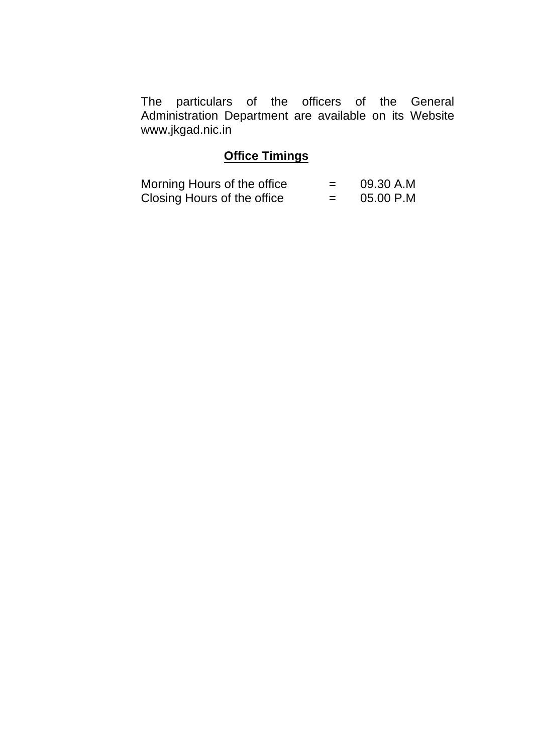The particulars of the officers of the General Administration Department are available on its Website www.jkgad.nic.in

## Office Timings

| | | |
|---|---|---|
| Morning Hours of the office | = | 09.30 A.M |
| Closing Hours of the office | = | 05.00 P.M |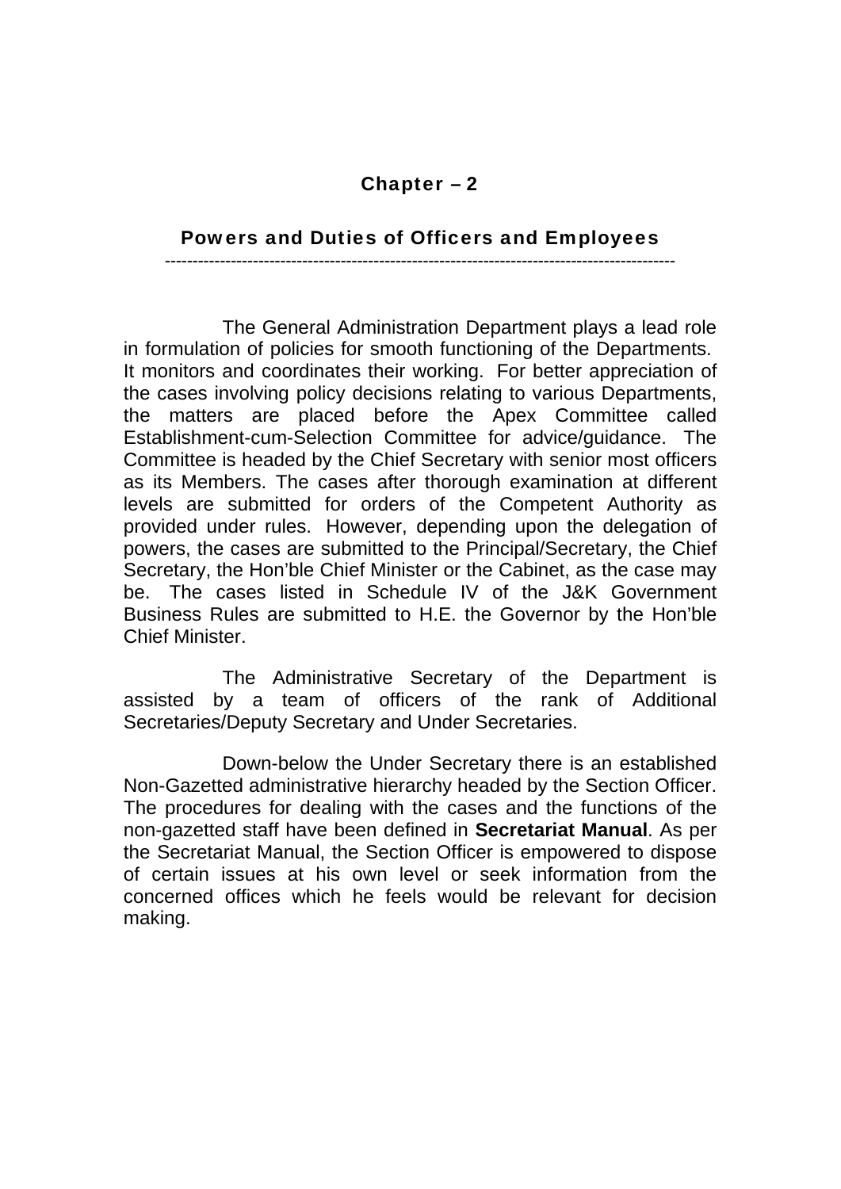# Chapter – 2

## Powers and Duties of Officers and Employees

---

The General Administration Department plays a lead role in formulation of policies for smooth functioning of the Departments. It monitors and coordinates their working. For better appreciation of the cases involving policy decisions relating to various Departments, the matters are placed before the Apex Committee called Establishment-cum-Selection Committee for advice/guidance. The Committee is headed by the Chief Secretary with senior most officers as its Members. The cases after thorough examination at different levels are submitted for orders of the Competent Authority as provided under rules. However, depending upon the delegation of powers, the cases are submitted to the Principal/Secretary, the Chief Secretary, the Hon'ble Chief Minister or the Cabinet, as the case may be. The cases listed in Schedule IV of the J&K Government Business Rules are submitted to H.E. the Governor by the Hon'ble Chief Minister.

The Administrative Secretary of the Department is assisted by a team of officers of the rank of Additional Secretaries/Deputy Secretary and Under Secretaries.

Down-below the Under Secretary there is an established Non-Gazetted administrative hierarchy headed by the Section Officer. The procedures for dealing with the cases and the functions of the non-gazetted staff have been defined in **Secretariat Manual**. As per the Secretariat Manual, the Section Officer is empowered to dispose of certain issues at his own level or seek information from the concerned offices which he feels would be relevant for decision making.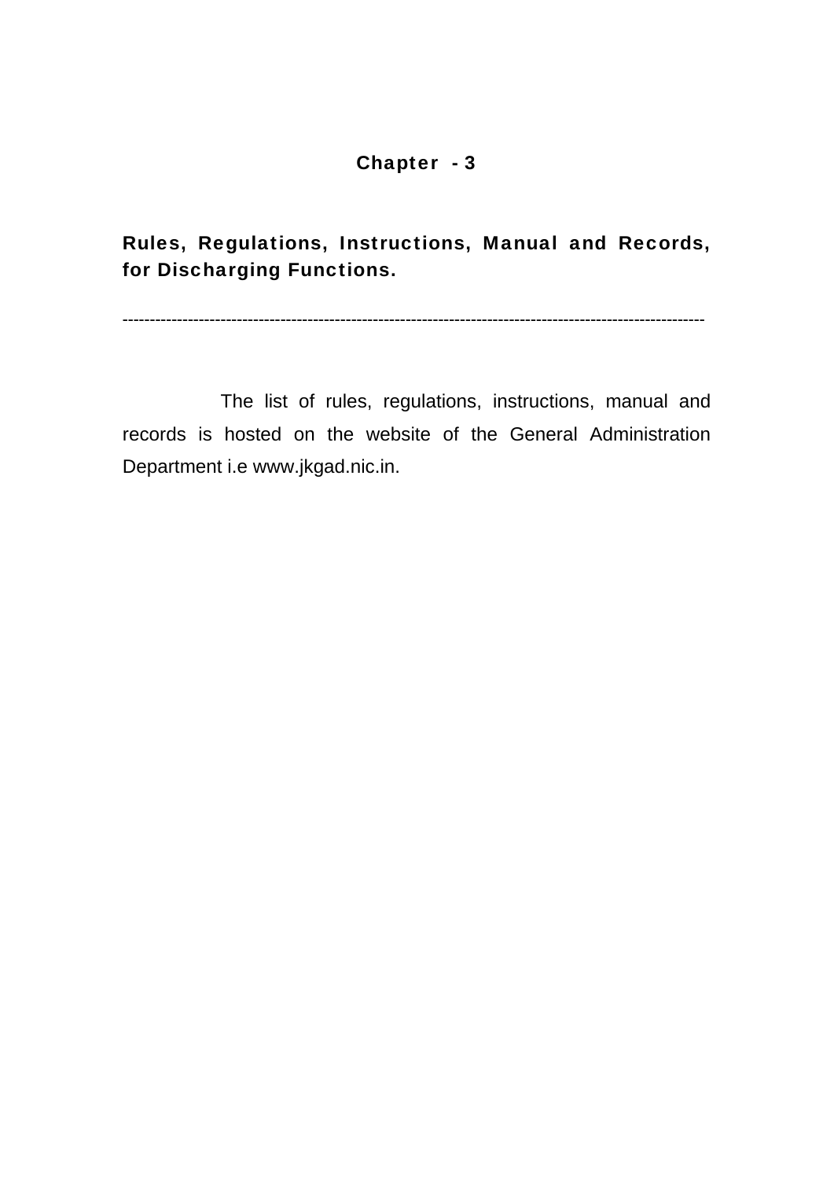## Chapter - 3

**Rules, Regulations, Instructions, Manual and Records, for Discharging Functions.**

---

The list of rules, regulations, instructions, manual and records is hosted on the website of the General Administration Department i.e www.jkgad.nic.in.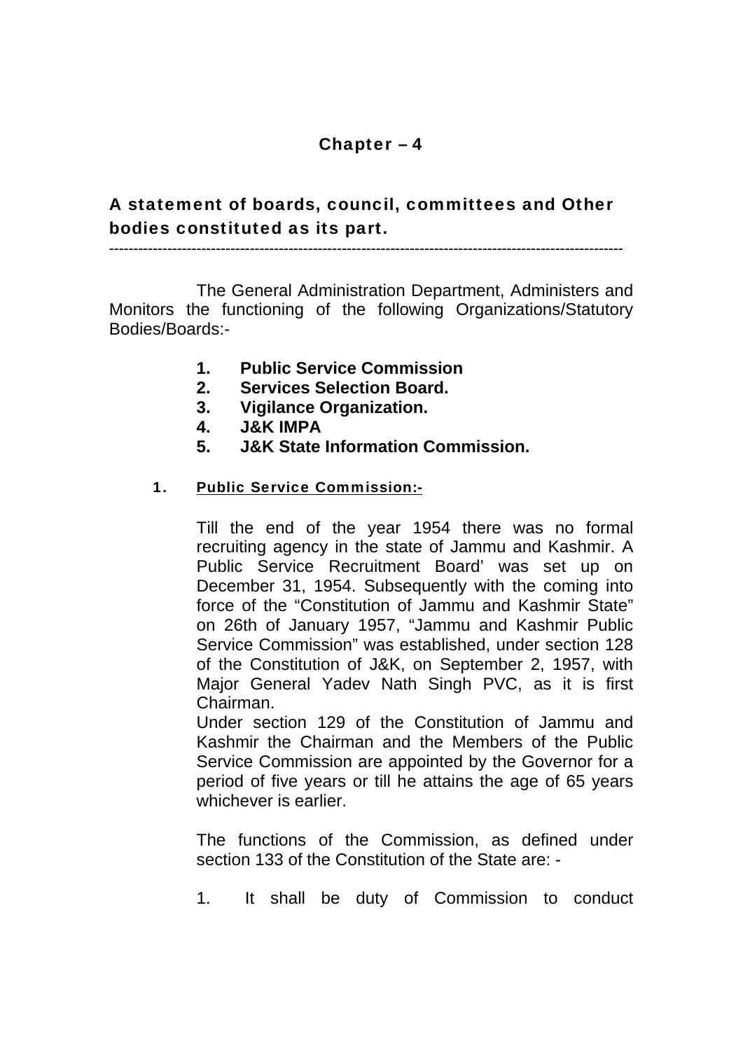## Chapter – 4

## A statement of boards, council, committees and Other bodies constituted as its part.

---

The General Administration Department, Administers and Monitors the functioning of the following Organizations/Statutory Bodies/Boards:-

1. **Public Service Commission**
2. **Services Selection Board.**
3. **Vigilance Organization.**
4. **J&K IMPA**
5. **J&K State Information Commission.**

### 1. Public Service Commission:-

Till the end of the year 1954 there was no formal recruiting agency in the state of Jammu and Kashmir. A Public Service Recruitment Board' was set up on December 31, 1954. Subsequently with the coming into force of the "Constitution of Jammu and Kashmir State" on 26th of January 1957, "Jammu and Kashmir Public Service Commission" was established, under section 128 of the Constitution of J&K, on September 2, 1957, with Major General Yadev Nath Singh PVC, as it is first Chairman.

Under section 129 of the Constitution of Jammu and Kashmir the Chairman and the Members of the Public Service Commission are appointed by the Governor for a period of five years or till he attains the age of 65 years whichever is earlier.

The functions of the Commission, as defined under section 133 of the Constitution of the State are: -

1. It shall be duty of Commission to conduct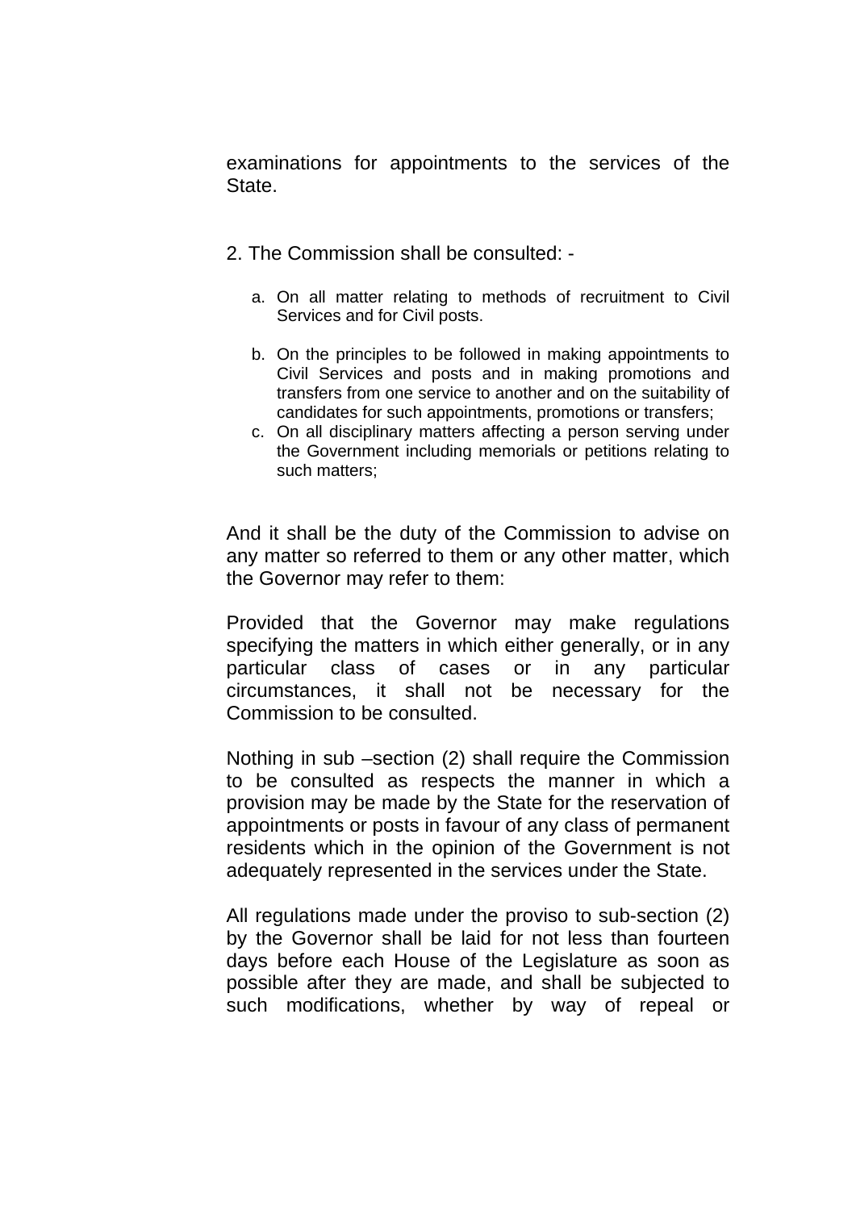examinations for appointments to the services of the State.

2. The Commission shall be consulted: -

   a. On all matter relating to methods of recruitment to Civil Services and for Civil posts.

   b. On the principles to be followed in making appointments to Civil Services and posts and in making promotions and transfers from one service to another and on the suitability of candidates for such appointments, promotions or transfers;
   c. On all disciplinary matters affecting a person serving under the Government including memorials or petitions relating to such matters;

And it shall be the duty of the Commission to advise on any matter so referred to them or any other matter, which the Governor may refer to them:

Provided that the Governor may make regulations specifying the matters in which either generally, or in any particular class of cases or in any particular circumstances, it shall not be necessary for the Commission to be consulted.

Nothing in sub –section (2) shall require the Commission to be consulted as respects the manner in which a provision may be made by the State for the reservation of appointments or posts in favour of any class of permanent residents which in the opinion of the Government is not adequately represented in the services under the State.

All regulations made under the proviso to sub-section (2) by the Governor shall be laid for not less than fourteen days before each House of the Legislature as soon as possible after they are made, and shall be subjected to such modifications, whether by way of repeal or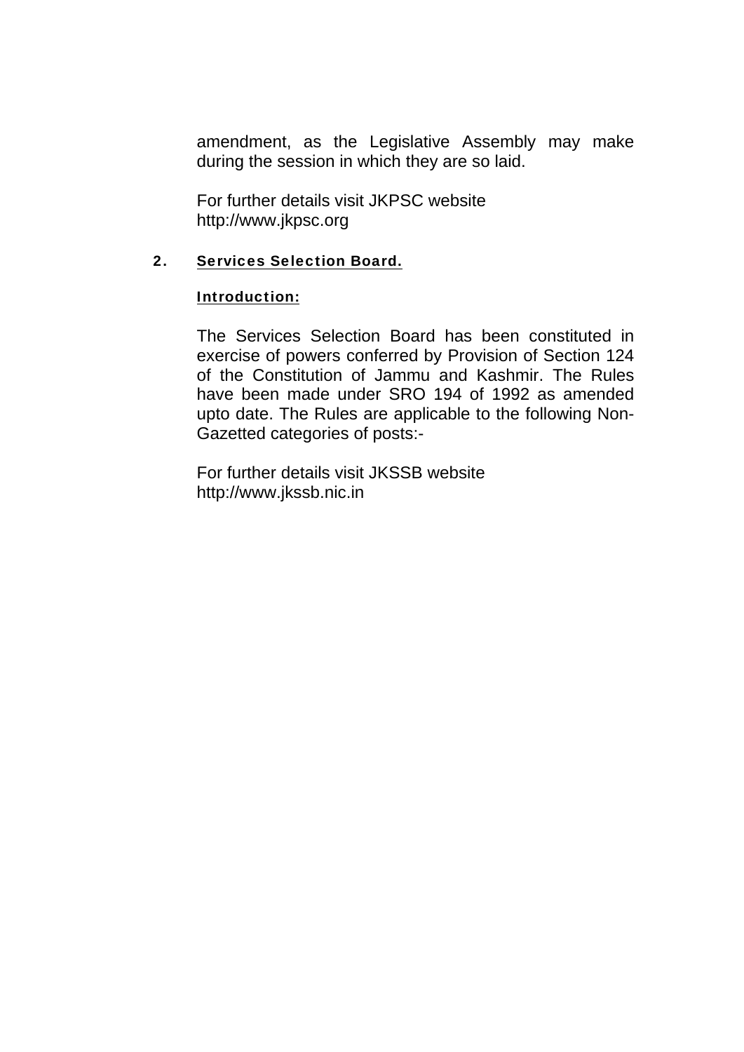amendment, as the Legislative Assembly may make during the session in which they are so laid.

For further details visit JKPSC website
http://www.jkpsc.org

## 2. Services Selection Board.

### Introduction:

The Services Selection Board has been constituted in exercise of powers conferred by Provision of Section 124 of the Constitution of Jammu and Kashmir. The Rules have been made under SRO 194 of 1992 as amended upto date. The Rules are applicable to the following Non-Gazetted categories of posts:-

For further details visit JKSSB website
http://www.jkssb.nic.in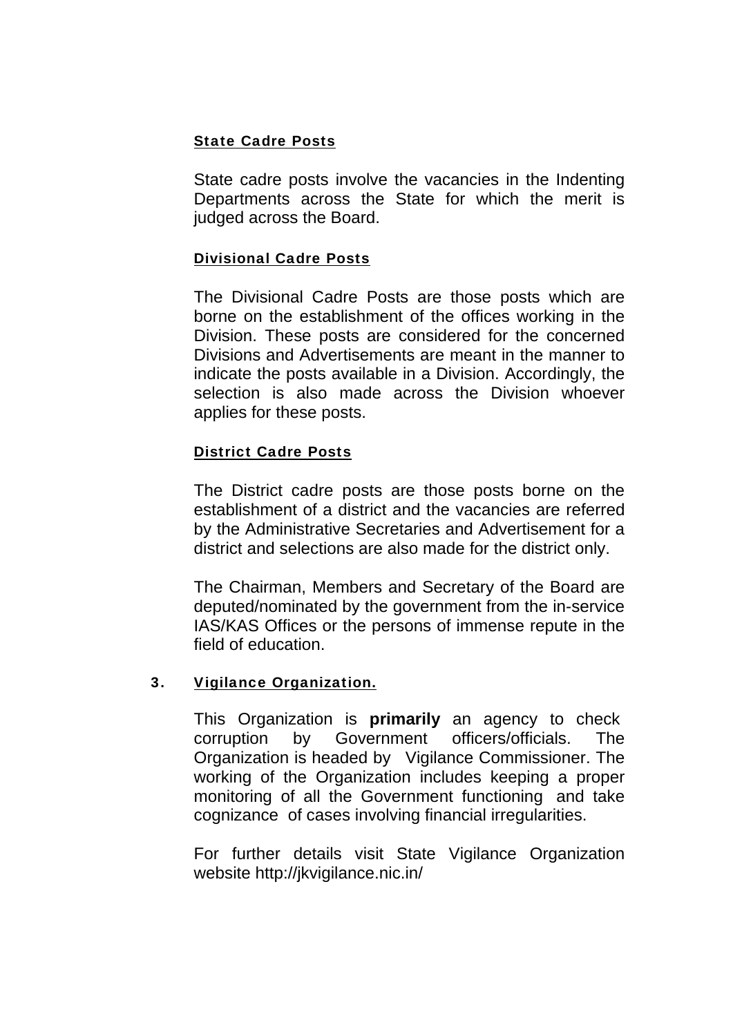**State Cadre Posts**

State cadre posts involve the vacancies in the Indenting Departments across the State for which the merit is judged across the Board.

**Divisional Cadre Posts**

The Divisional Cadre Posts are those posts which are borne on the establishment of the offices working in the Division. These posts are considered for the concerned Divisions and Advertisements are meant in the manner to indicate the posts available in a Division. Accordingly, the selection is also made across the Division whoever applies for these posts.

**District Cadre Posts**

The District cadre posts are those posts borne on the establishment of a district and the vacancies are referred by the Administrative Secretaries and Advertisement for a district and selections are also made for the district only.

The Chairman, Members and Secretary of the Board are deputed/nominated by the government from the in-service IAS/KAS Offices or the persons of immense repute in the field of education.

## 3. Vigilance Organization.

This Organization is **primarily** an agency to check corruption by Government officers/officials. The Organization is headed by Vigilance Commissioner. The working of the Organization includes keeping a proper monitoring of all the Government functioning and take cognizance of cases involving financial irregularities.

For further details visit State Vigilance Organization website http://jkvigilance.nic.in/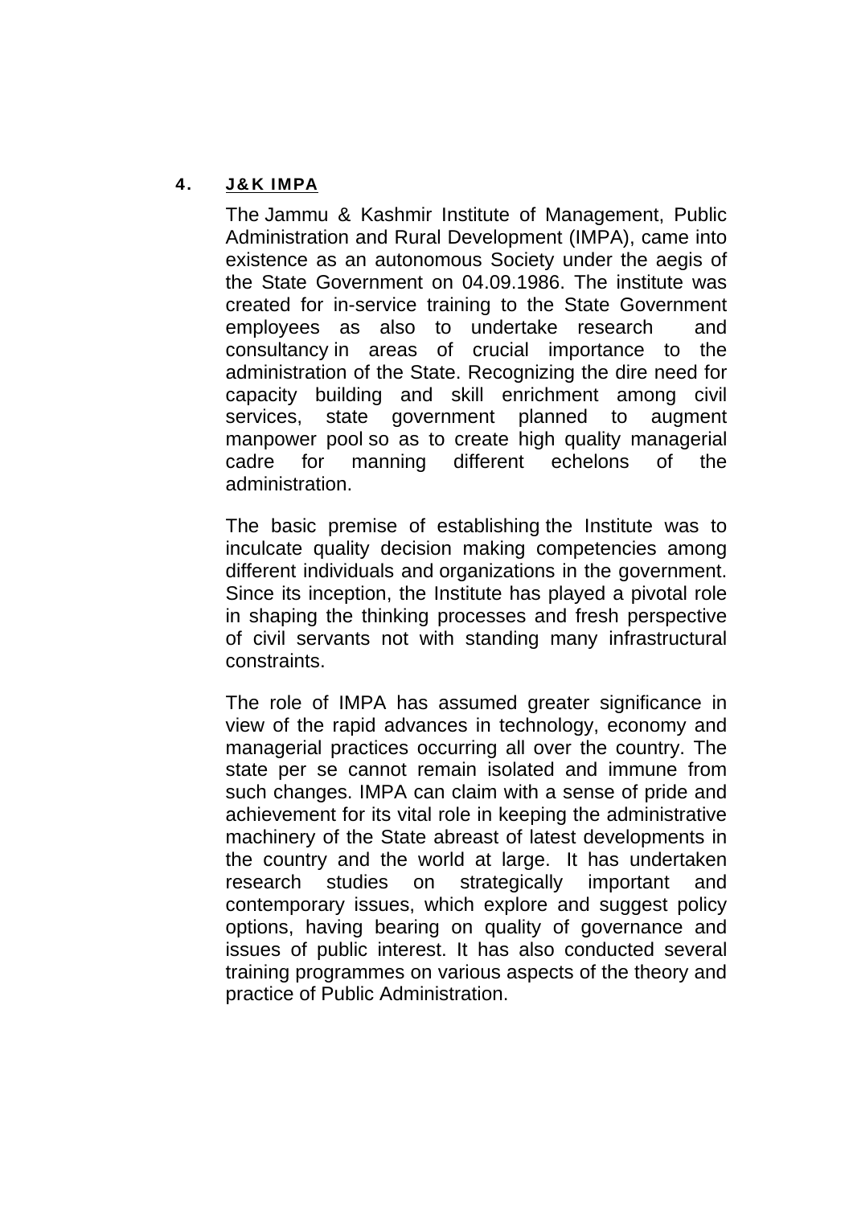## 4. J&K IMPA

The Jammu & Kashmir Institute of Management, Public Administration and Rural Development (IMPA), came into existence as an autonomous Society under the aegis of the State Government on 04.09.1986. The institute was created for in-service training to the State Government employees as also to undertake research and consultancy in areas of crucial importance to the administration of the State. Recognizing the dire need for capacity building and skill enrichment among civil services, state government planned to augment manpower pool so as to create high quality managerial cadre for manning different echelons of the administration.

The basic premise of establishing the Institute was to inculcate quality decision making competencies among different individuals and organizations in the government. Since its inception, the Institute has played a pivotal role in shaping the thinking processes and fresh perspective of civil servants not with standing many infrastructural constraints.

The role of IMPA has assumed greater significance in view of the rapid advances in technology, economy and managerial practices occurring all over the country. The state per se cannot remain isolated and immune from such changes. IMPA can claim with a sense of pride and achievement for its vital role in keeping the administrative machinery of the State abreast of latest developments in the country and the world at large. It has undertaken research studies on strategically important and contemporary issues, which explore and suggest policy options, having bearing on quality of governance and issues of public interest. It has also conducted several training programmes on various aspects of the theory and practice of Public Administration.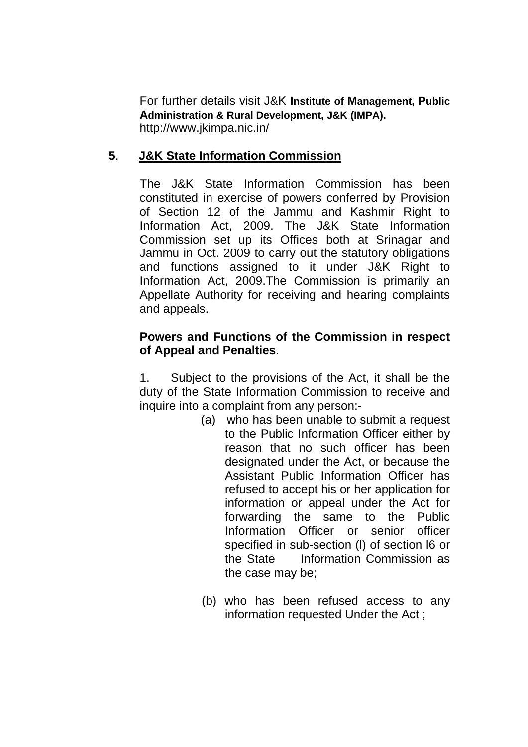For further details visit J&K **Institute of Management, Public Administration & Rural Development, J&K (IMPA).**
http://www.jkimpa.nic.in/

## 5. J&K State Information Commission

The J&K State Information Commission has been constituted in exercise of powers conferred by Provision of Section 12 of the Jammu and Kashmir Right to Information Act, 2009. The J&K State Information Commission set up its Offices both at Srinagar and Jammu in Oct. 2009 to carry out the statutory obligations and functions assigned to it under J&K Right to Information Act, 2009.The Commission is primarily an Appellate Authority for receiving and hearing complaints and appeals.

**Powers and Functions of the Commission in respect of Appeal and Penalties**.

1. Subject to the provisions of the Act, it shall be the duty of the State Information Commission to receive and inquire into a complaint from any person:-

(a) who has been unable to submit a request to the Public Information Officer either by reason that no such officer has been designated under the Act, or because the Assistant Public Information Officer has refused to accept his or her application for information or appeal under the Act for forwarding the same to the Public Information Officer or senior officer specified in sub-section (l) of section l6 or the State Information Commission as the case may be;

(b) who has been refused access to any information requested Under the Act ;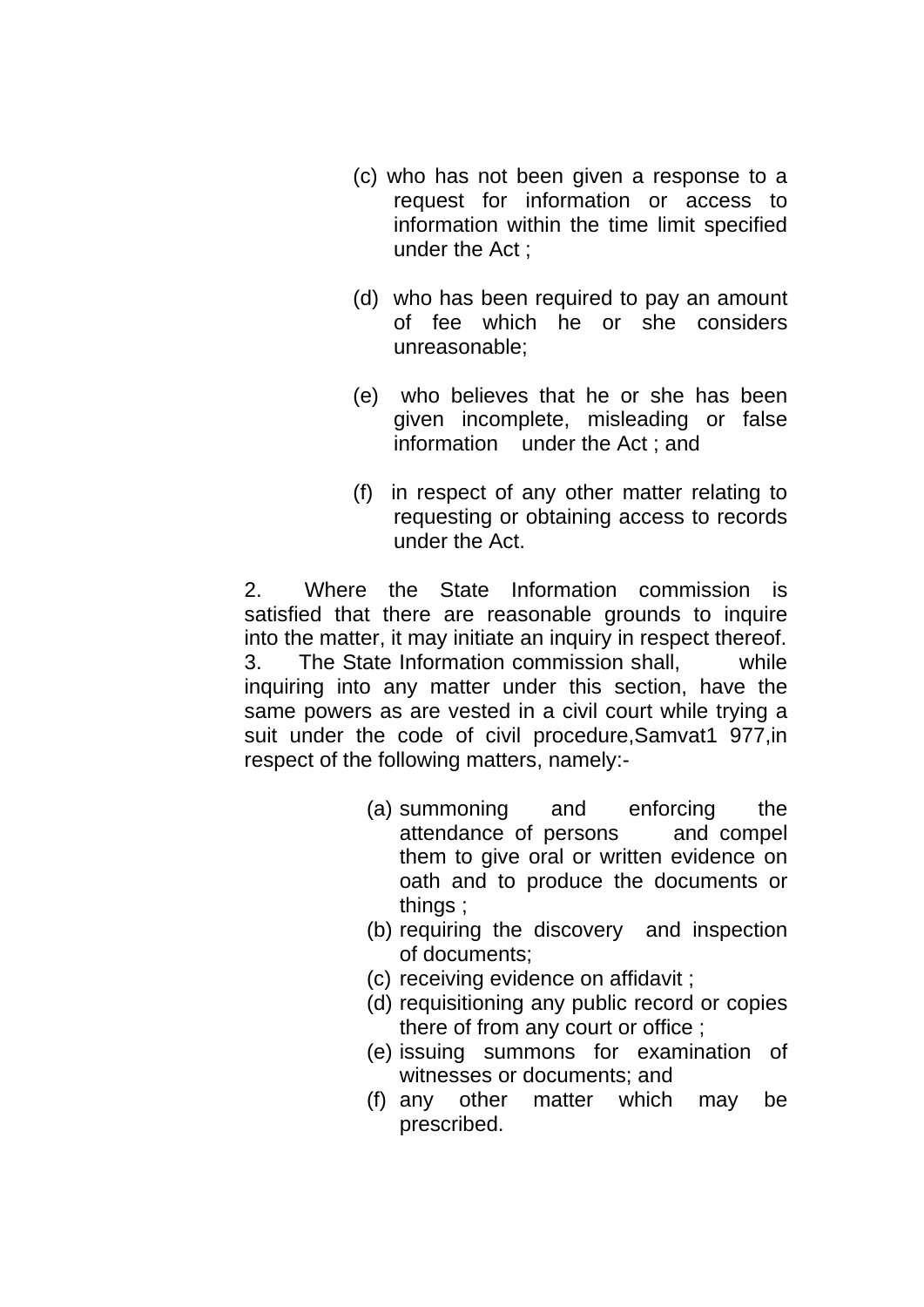(c) who has not been given a response to a request for information or access to information within the time limit specified under the Act ;

(d) who has been required to pay an amount of fee which he or she considers unreasonable;

(e) who believes that he or she has been given incomplete, misleading or false information under the Act ; and

(f) in respect of any other matter relating to requesting or obtaining access to records under the Act.

2. Where the State Information commission is satisfied that there are reasonable grounds to inquire into the matter, it may initiate an inquiry in respect thereof.

3. The State Information commission shall, while inquiring into any matter under this section, have the same powers as are vested in a civil court while trying a suit under the code of civil procedure,Samvat1 977,in respect of the following matters, namely:-

(a) summoning and enforcing the attendance of persons and compel them to give oral or written evidence on oath and to produce the documents or things ;
(b) requiring the discovery and inspection of documents;
(c) receiving evidence on affidavit ;
(d) requisitioning any public record or copies there of from any court or office ;
(e) issuing summons for examination of witnesses or documents; and
(f) any other matter which may be prescribed.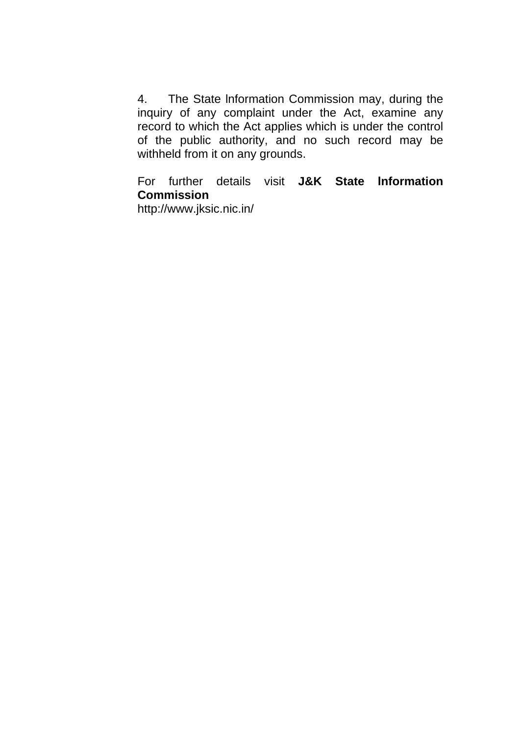4. The State Information Commission may, during the inquiry of any complaint under the Act, examine any record to which the Act applies which is under the control of the public authority, and no such record may be withheld from it on any grounds.

For further details visit **J&K State Information Commission**
http://www.jksic.nic.in/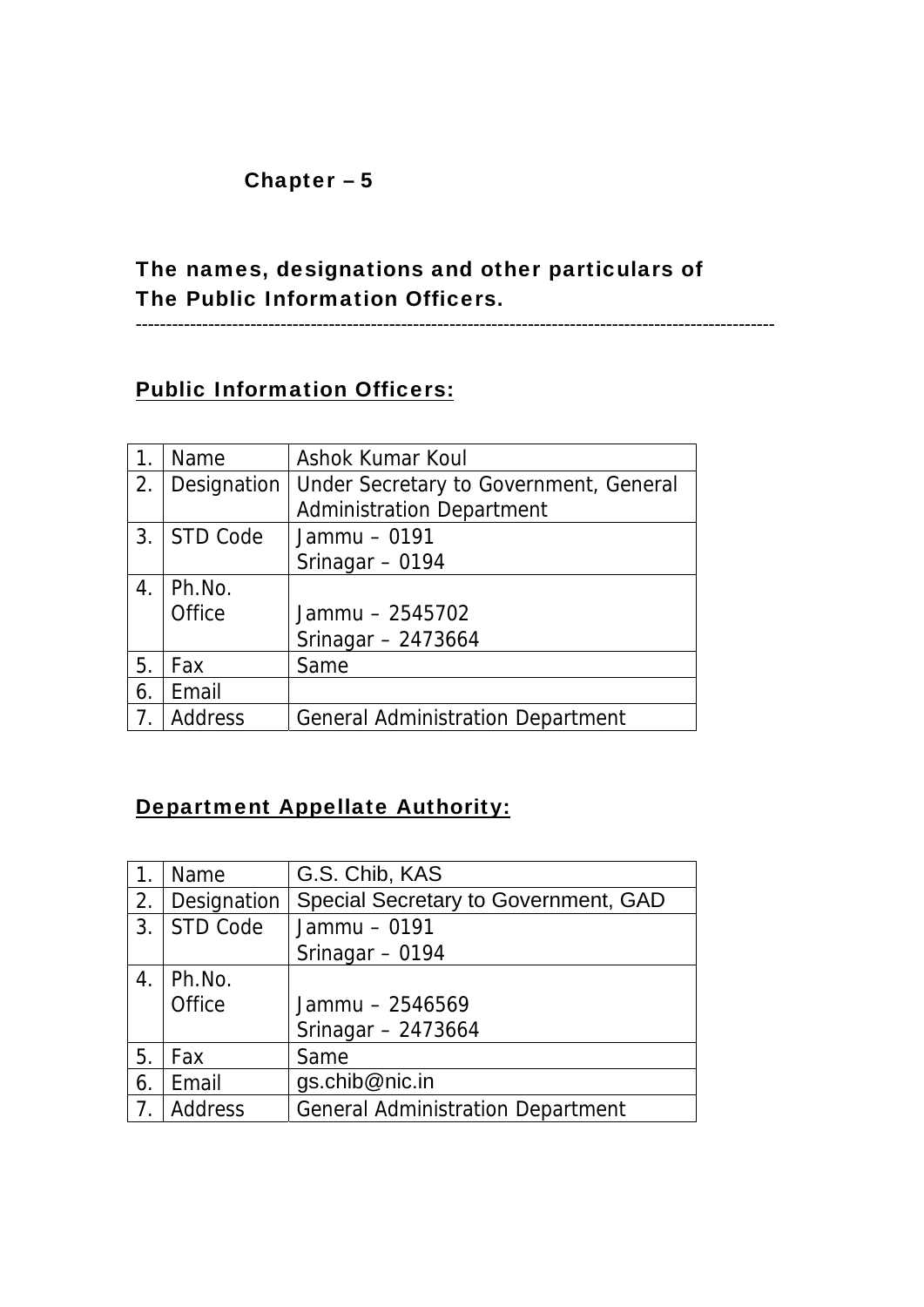## Chapter – 5

## The names, designations and other particulars of The Public Information Officers.

---

### Public Information Officers:

| 1. | Name | Ashok Kumar Koul |
|---|---|---|
| 2. | Designation | Under Secretary to Government, General Administration Department |
| 3. | STD Code | Jammu – 0191<br>Srinagar – 0194 |
| 4. | Ph.No. Office | Jammu – 2545702<br>Srinagar – 2473664 |
| 5. | Fax | Same |
| 6. | Email | |
| 7. | Address | General Administration Department |

### Department Appellate Authority:

| 1. | Name | G.S. Chib, KAS |
|---|---|---|
| 2. | Designation | Special Secretary to Government, GAD |
| 3. | STD Code | Jammu – 0191<br>Srinagar – 0194 |
| 4. | Ph.No. Office | Jammu – 2546569<br>Srinagar – 2473664 |
| 5. | Fax | Same |
| 6. | Email | gs.chib@nic.in |
| 7. | Address | General Administration Department |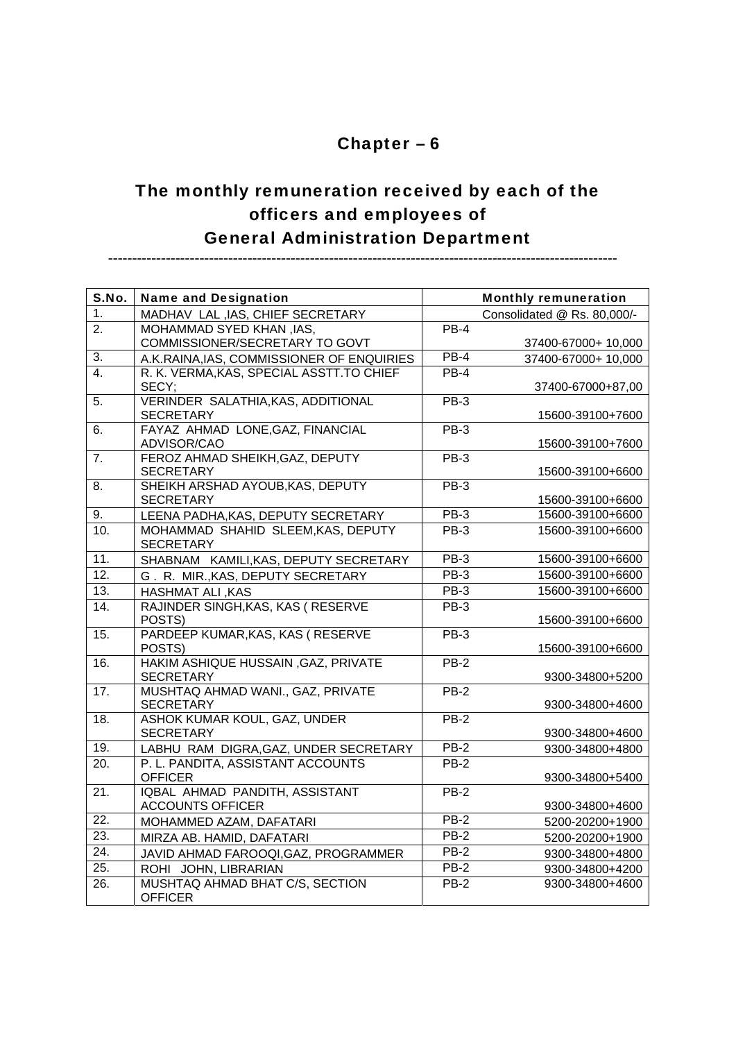## Chapter – 6

## The monthly remuneration received by each of the officers and employees of General Administration Department

-----------------------------------------------------------------------------------------------------------

| S.No. | Name and Designation | | Monthly remuneration |
|---|---|---|---|
| 1. | MADHAV LAL ,IAS, CHIEF SECRETARY | | Consolidated @ Rs. 80,000/- |
| 2. | MOHAMMAD SYED KHAN ,IAS, COMMISSIONER/SECRETARY TO GOVT | PB-4 | 37400-67000+ 10,000 |
| 3. | A.K.RAINA,IAS, COMMISSIONER OF ENQUIRIES | PB-4 | 37400-67000+ 10,000 |
| 4. | R. K. VERMA,KAS, SPECIAL ASSTT.TO CHIEF SECY; | PB-4 | 37400-67000+87,00 |
| 5. | VERINDER SALATHIA,KAS, ADDITIONAL SECRETARY | PB-3 | 15600-39100+7600 |
| 6. | FAYAZ AHMAD LONE,GAZ, FINANCIAL ADVISOR/CAO | PB-3 | 15600-39100+7600 |
| 7. | FEROZ AHMAD SHEIKH,GAZ, DEPUTY SECRETARY | PB-3 | 15600-39100+6600 |
| 8. | SHEIKH ARSHAD AYOUB,KAS, DEPUTY SECRETARY | PB-3 | 15600-39100+6600 |
| 9. | LEENA PADHA,KAS, DEPUTY SECRETARY | PB-3 | 15600-39100+6600 |
| 10. | MOHAMMAD SHAHID SLEEM,KAS, DEPUTY SECRETARY | PB-3 | 15600-39100+6600 |
| 11. | SHABNAM KAMILI,KAS, DEPUTY SECRETARY | PB-3 | 15600-39100+6600 |
| 12. | G . R. MIR.,KAS, DEPUTY SECRETARY | PB-3 | 15600-39100+6600 |
| 13. | HASHMAT ALI ,KAS | PB-3 | 15600-39100+6600 |
| 14. | RAJINDER SINGH,KAS, KAS ( RESERVE POSTS) | PB-3 | 15600-39100+6600 |
| 15. | PARDEEP KUMAR,KAS, KAS ( RESERVE POSTS) | PB-3 | 15600-39100+6600 |
| 16. | HAKIM ASHIQUE HUSSAIN ,GAZ, PRIVATE SECRETARY | PB-2 | 9300-34800+5200 |
| 17. | MUSHTAQ AHMAD WANI., GAZ, PRIVATE SECRETARY | PB-2 | 9300-34800+4600 |
| 18. | ASHOK KUMAR KOUL, GAZ, UNDER SECRETARY | PB-2 | 9300-34800+4600 |
| 19. | LABHU RAM DIGRA,GAZ, UNDER SECRETARY | PB-2 | 9300-34800+4800 |
| 20. | P. L. PANDITA, ASSISTANT ACCOUNTS OFFICER | PB-2 | 9300-34800+5400 |
| 21. | IQBAL AHMAD PANDITH, ASSISTANT ACCOUNTS OFFICER | PB-2 | 9300-34800+4600 |
| 22. | MOHAMMED AZAM, DAFATARI | PB-2 | 5200-20200+1900 |
| 23. | MIRZA AB. HAMID, DAFATARI | PB-2 | 5200-20200+1900 |
| 24. | JAVID AHMAD FAROOQI,GAZ, PROGRAMMER | PB-2 | 9300-34800+4800 |
| 25. | ROHI JOHN, LIBRARIAN | PB-2 | 9300-34800+4200 |
| 26. | MUSHTAQ AHMAD BHAT C/S, SECTION OFFICER | PB-2 | 9300-34800+4600 |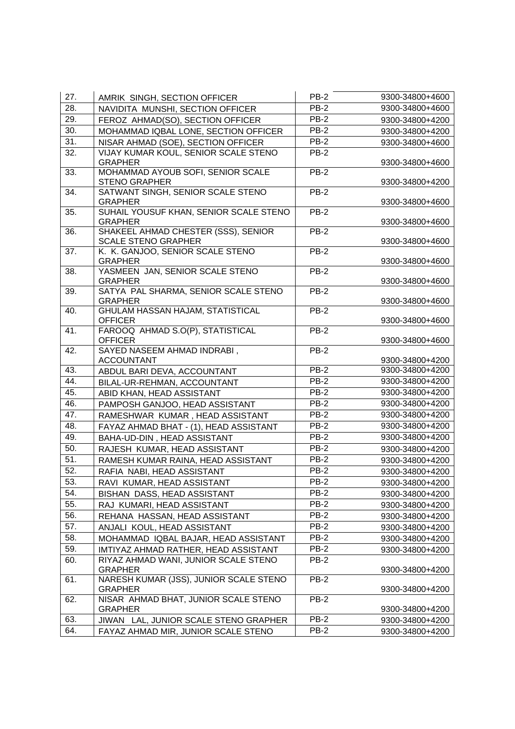| | | | |
|---|---|---|---|
| 27. | AMRIK SINGH, SECTION OFFICER | PB-2 | 9300-34800+4600 |
| 28. | NAVIDITA MUNSHI, SECTION OFFICER | PB-2 | 9300-34800+4600 |
| 29. | FEROZ AHMAD(SO), SECTION OFFICER | PB-2 | 9300-34800+4200 |
| 30. | MOHAMMAD IQBAL LONE, SECTION OFFICER | PB-2 | 9300-34800+4200 |
| 31. | NISAR AHMAD (SOE), SECTION OFFICER | PB-2 | 9300-34800+4600 |
| 32. | VIJAY KUMAR KOUL, SENIOR SCALE STENO GRAPHER | PB-2 | 9300-34800+4600 |
| 33. | MOHAMMAD AYOUB SOFI, SENIOR SCALE STENO GRAPHER | PB-2 | 9300-34800+4200 |
| 34. | SATWANT SINGH, SENIOR SCALE STENO GRAPHER | PB-2 | 9300-34800+4600 |
| 35. | SUHAIL YOUSUF KHAN, SENIOR SCALE STENO GRAPHER | PB-2 | 9300-34800+4600 |
| 36. | SHAKEEL AHMAD CHESTER (SSS), SENIOR SCALE STENO GRAPHER | PB-2 | 9300-34800+4600 |
| 37. | K. K. GANJOO, SENIOR SCALE STENO GRAPHER | PB-2 | 9300-34800+4600 |
| 38. | YASMEEN JAN, SENIOR SCALE STENO GRAPHER | PB-2 | 9300-34800+4600 |
| 39. | SATYA PAL SHARMA, SENIOR SCALE STENO GRAPHER | PB-2 | 9300-34800+4600 |
| 40. | GHULAM HASSAN HAJAM, STATISTICAL OFFICER | PB-2 | 9300-34800+4600 |
| 41. | FAROOQ AHMAD S.O(P), STATISTICAL OFFICER | PB-2 | 9300-34800+4600 |
| 42. | SAYED NASEEM AHMAD INDRABI , ACCOUNTANT | PB-2 | 9300-34800+4200 |
| 43. | ABDUL BARI DEVA, ACCOUNTANT | PB-2 | 9300-34800+4200 |
| 44. | BILAL-UR-REHMAN, ACCOUNTANT | PB-2 | 9300-34800+4200 |
| 45. | ABID KHAN, HEAD ASSISTANT | PB-2 | 9300-34800+4200 |
| 46. | PAMPOSH GANJOO, HEAD ASSISTANT | PB-2 | 9300-34800+4200 |
| 47. | RAMESHWAR KUMAR , HEAD ASSISTANT | PB-2 | 9300-34800+4200 |
| 48. | FAYAZ AHMAD BHAT - (1), HEAD ASSISTANT | PB-2 | 9300-34800+4200 |
| 49. | BAHA-UD-DIN , HEAD ASSISTANT | PB-2 | 9300-34800+4200 |
| 50. | RAJESH KUMAR, HEAD ASSISTANT | PB-2 | 9300-34800+4200 |
| 51. | RAMESH KUMAR RAINA, HEAD ASSISTANT | PB-2 | 9300-34800+4200 |
| 52. | RAFIA NABI, HEAD ASSISTANT | PB-2 | 9300-34800+4200 |
| 53. | RAVI KUMAR, HEAD ASSISTANT | PB-2 | 9300-34800+4200 |
| 54. | BISHAN DASS, HEAD ASSISTANT | PB-2 | 9300-34800+4200 |
| 55. | RAJ KUMARI, HEAD ASSISTANT | PB-2 | 9300-34800+4200 |
| 56. | REHANA HASSAN, HEAD ASSISTANT | PB-2 | 9300-34800+4200 |
| 57. | ANJALI KOUL, HEAD ASSISTANT | PB-2 | 9300-34800+4200 |
| 58. | MOHAMMAD IQBAL BAJAR, HEAD ASSISTANT | PB-2 | 9300-34800+4200 |
| 59. | IMTIYAZ AHMAD RATHER, HEAD ASSISTANT | PB-2 | 9300-34800+4200 |
| 60. | RIYAZ AHMAD WANI, JUNIOR SCALE STENO GRAPHER | PB-2 | 9300-34800+4200 |
| 61. | NARESH KUMAR (JSS), JUNIOR SCALE STENO GRAPHER | PB-2 | 9300-34800+4200 |
| 62. | NISAR AHMAD BHAT, JUNIOR SCALE STENO GRAPHER | PB-2 | 9300-34800+4200 |
| 63. | JIWAN LAL, JUNIOR SCALE STENO GRAPHER | PB-2 | 9300-34800+4200 |
| 64. | FAYAZ AHMAD MIR, JUNIOR SCALE STENO | PB-2 | 9300-34800+4200 |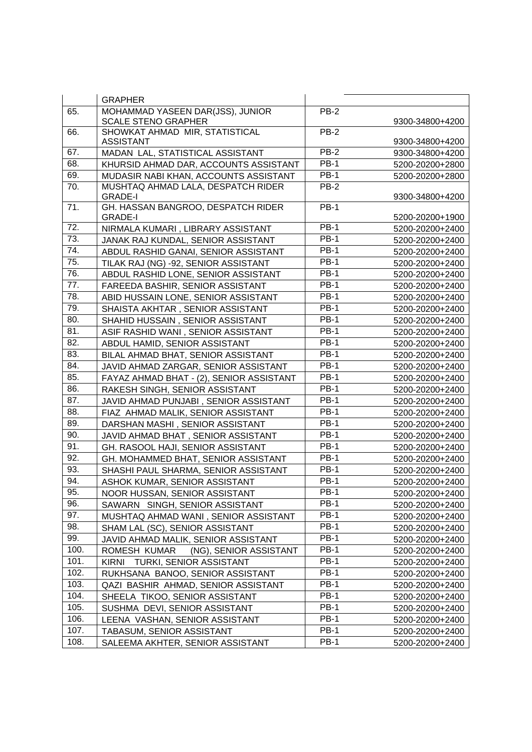| | | | |
|---|---|---|---|
| | GRAPHER | | |
| 65. | MOHAMMAD YASEEN DAR(JSS), JUNIOR SCALE STENO GRAPHER | PB-2 | 9300-34800+4200 |
| 66. | SHOWKAT AHMAD MIR, STATISTICAL ASSISTANT | PB-2 | 9300-34800+4200 |
| 67. | MADAN LAL, STATISTICAL ASSISTANT | PB-2 | 9300-34800+4200 |
| 68. | KHURSID AHMAD DAR, ACCOUNTS ASSISTANT | PB-1 | 5200-20200+2800 |
| 69. | MUDASIR NABI KHAN, ACCOUNTS ASSISTANT | PB-1 | 5200-20200+2800 |
| 70. | MUSHTAQ AHMAD LALA, DESPATCH RIDER GRADE-I | PB-2 | 9300-34800+4200 |
| 71. | GH. HASSAN BANGROO, DESPATCH RIDER GRADE-I | PB-1 | 5200-20200+1900 |
| 72. | NIRMALA KUMARI , LIBRARY ASSISTANT | PB-1 | 5200-20200+2400 |
| 73. | JANAK RAJ KUNDAL, SENIOR ASSISTANT | PB-1 | 5200-20200+2400 |
| 74. | ABDUL RASHID GANAI, SENIOR ASSISTANT | PB-1 | 5200-20200+2400 |
| 75. | TILAK RAJ (NG) -92, SENIOR ASSISTANT | PB-1 | 5200-20200+2400 |
| 76. | ABDUL RASHID LONE, SENIOR ASSISTANT | PB-1 | 5200-20200+2400 |
| 77. | FAREEDA BASHIR, SENIOR ASSISTANT | PB-1 | 5200-20200+2400 |
| 78. | ABID HUSSAIN LONE, SENIOR ASSISTANT | PB-1 | 5200-20200+2400 |
| 79. | SHAISTA AKHTAR , SENIOR ASSISTANT | PB-1 | 5200-20200+2400 |
| 80. | SHAHID HUSSAIN , SENIOR ASSISTANT | PB-1 | 5200-20200+2400 |
| 81. | ASIF RASHID WANI , SENIOR ASSISTANT | PB-1 | 5200-20200+2400 |
| 82. | ABDUL HAMID, SENIOR ASSISTANT | PB-1 | 5200-20200+2400 |
| 83. | BILAL AHMAD BHAT, SENIOR ASSISTANT | PB-1 | 5200-20200+2400 |
| 84. | JAVID AHMAD ZARGAR, SENIOR ASSISTANT | PB-1 | 5200-20200+2400 |
| 85. | FAYAZ AHMAD BHAT - (2), SENIOR ASSISTANT | PB-1 | 5200-20200+2400 |
| 86. | RAKESH SINGH, SENIOR ASSISTANT | PB-1 | 5200-20200+2400 |
| 87. | JAVID AHMAD PUNJABI , SENIOR ASSISTANT | PB-1 | 5200-20200+2400 |
| 88. | FIAZ AHMAD MALIK, SENIOR ASSISTANT | PB-1 | 5200-20200+2400 |
| 89. | DARSHAN MASHI , SENIOR ASSISTANT | PB-1 | 5200-20200+2400 |
| 90. | JAVID AHMAD BHAT , SENIOR ASSISTANT | PB-1 | 5200-20200+2400 |
| 91. | GH. RASOOL HAJI, SENIOR ASSISTANT | PB-1 | 5200-20200+2400 |
| 92. | GH. MOHAMMED BHAT, SENIOR ASSISTANT | PB-1 | 5200-20200+2400 |
| 93. | SHASHI PAUL SHARMA, SENIOR ASSISTANT | PB-1 | 5200-20200+2400 |
| 94. | ASHOK KUMAR, SENIOR ASSISTANT | PB-1 | 5200-20200+2400 |
| 95. | NOOR HUSSAN, SENIOR ASSISTANT | PB-1 | 5200-20200+2400 |
| 96. | SAWARN SINGH, SENIOR ASSISTANT | PB-1 | 5200-20200+2400 |
| 97. | MUSHTAQ AHMAD WANI , SENIOR ASSISTANT | PB-1 | 5200-20200+2400 |
| 98. | SHAM LAL (SC), SENIOR ASSISTANT | PB-1 | 5200-20200+2400 |
| 99. | JAVID AHMAD MALIK, SENIOR ASSISTANT | PB-1 | 5200-20200+2400 |
| 100. | ROMESH KUMAR (NG), SENIOR ASSISTANT | PB-1 | 5200-20200+2400 |
| 101. | KIRNI TURKI, SENIOR ASSISTANT | PB-1 | 5200-20200+2400 |
| 102. | RUKHSANA BANOO, SENIOR ASSISTANT | PB-1 | 5200-20200+2400 |
| 103. | QAZI BASHIR AHMAD, SENIOR ASSISTANT | PB-1 | 5200-20200+2400 |
| 104. | SHEELA TIKOO, SENIOR ASSISTANT | PB-1 | 5200-20200+2400 |
| 105. | SUSHMA DEVI, SENIOR ASSISTANT | PB-1 | 5200-20200+2400 |
| 106. | LEENA VASHAN, SENIOR ASSISTANT | PB-1 | 5200-20200+2400 |
| 107. | TABASUM, SENIOR ASSISTANT | PB-1 | 5200-20200+2400 |
| 108. | SALEEMA AKHTER, SENIOR ASSISTANT | PB-1 | 5200-20200+2400 |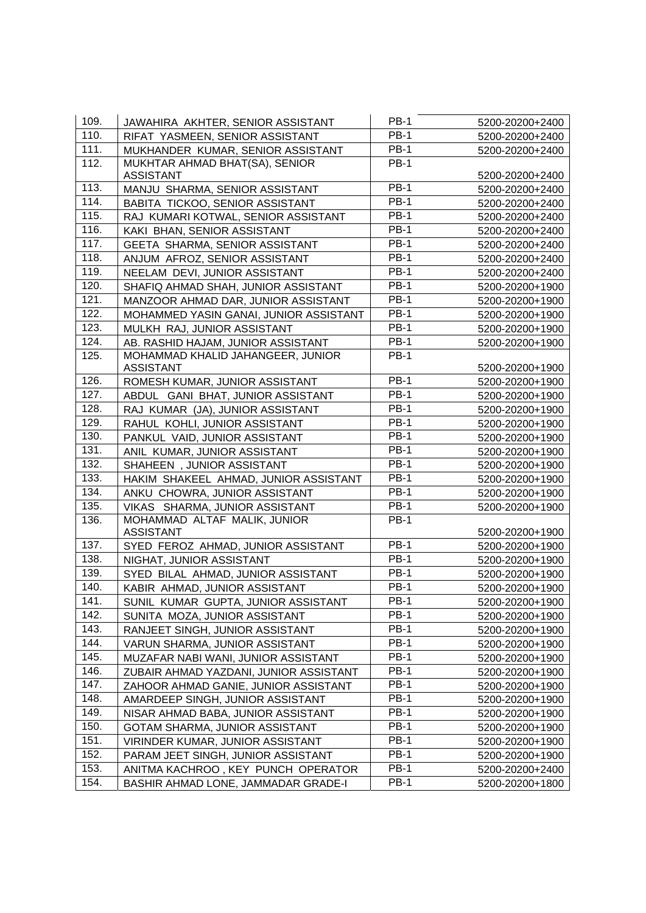| | | | |
|---|---|---|---|
| 109. | JAWAHIRA AKHTER, SENIOR ASSISTANT | PB-1 | 5200-20200+2400 |
| 110. | RIFAT YASMEEN, SENIOR ASSISTANT | PB-1 | 5200-20200+2400 |
| 111. | MUKHANDER KUMAR, SENIOR ASSISTANT | PB-1 | 5200-20200+2400 |
| 112. | MUKHTAR AHMAD BHAT(SA), SENIOR ASSISTANT | PB-1 | 5200-20200+2400 |
| 113. | MANJU SHARMA, SENIOR ASSISTANT | PB-1 | 5200-20200+2400 |
| 114. | BABITA TICKOO, SENIOR ASSISTANT | PB-1 | 5200-20200+2400 |
| 115. | RAJ KUMARI KOTWAL, SENIOR ASSISTANT | PB-1 | 5200-20200+2400 |
| 116. | KAKI BHAN, SENIOR ASSISTANT | PB-1 | 5200-20200+2400 |
| 117. | GEETA SHARMA, SENIOR ASSISTANT | PB-1 | 5200-20200+2400 |
| 118. | ANJUM AFROZ, SENIOR ASSISTANT | PB-1 | 5200-20200+2400 |
| 119. | NEELAM DEVI, JUNIOR ASSISTANT | PB-1 | 5200-20200+2400 |
| 120. | SHAFIQ AHMAD SHAH, JUNIOR ASSISTANT | PB-1 | 5200-20200+1900 |
| 121. | MANZOOR AHMAD DAR, JUNIOR ASSISTANT | PB-1 | 5200-20200+1900 |
| 122. | MOHAMMED YASIN GANAI, JUNIOR ASSISTANT | PB-1 | 5200-20200+1900 |
| 123. | MULKH RAJ, JUNIOR ASSISTANT | PB-1 | 5200-20200+1900 |
| 124. | AB. RASHID HAJAM, JUNIOR ASSISTANT | PB-1 | 5200-20200+1900 |
| 125. | MOHAMMAD KHALID JAHANGEER, JUNIOR ASSISTANT | PB-1 | 5200-20200+1900 |
| 126. | ROMESH KUMAR, JUNIOR ASSISTANT | PB-1 | 5200-20200+1900 |
| 127. | ABDUL GANI BHAT, JUNIOR ASSISTANT | PB-1 | 5200-20200+1900 |
| 128. | RAJ KUMAR (JA), JUNIOR ASSISTANT | PB-1 | 5200-20200+1900 |
| 129. | RAHUL KOHLI, JUNIOR ASSISTANT | PB-1 | 5200-20200+1900 |
| 130. | PANKUL VAID, JUNIOR ASSISTANT | PB-1 | 5200-20200+1900 |
| 131. | ANIL KUMAR, JUNIOR ASSISTANT | PB-1 | 5200-20200+1900 |
| 132. | SHAHEEN , JUNIOR ASSISTANT | PB-1 | 5200-20200+1900 |
| 133. | HAKIM SHAKEEL AHMAD, JUNIOR ASSISTANT | PB-1 | 5200-20200+1900 |
| 134. | ANKU CHOWRA, JUNIOR ASSISTANT | PB-1 | 5200-20200+1900 |
| 135. | VIKAS SHARMA, JUNIOR ASSISTANT | PB-1 | 5200-20200+1900 |
| 136. | MOHAMMAD ALTAF MALIK, JUNIOR ASSISTANT | PB-1 | 5200-20200+1900 |
| 137. | SYED FEROZ AHMAD, JUNIOR ASSISTANT | PB-1 | 5200-20200+1900 |
| 138. | NIGHAT, JUNIOR ASSISTANT | PB-1 | 5200-20200+1900 |
| 139. | SYED BILAL AHMAD, JUNIOR ASSISTANT | PB-1 | 5200-20200+1900 |
| 140. | KABIR AHMAD, JUNIOR ASSISTANT | PB-1 | 5200-20200+1900 |
| 141. | SUNIL KUMAR GUPTA, JUNIOR ASSISTANT | PB-1 | 5200-20200+1900 |
| 142. | SUNITA MOZA, JUNIOR ASSISTANT | PB-1 | 5200-20200+1900 |
| 143. | RANJEET SINGH, JUNIOR ASSISTANT | PB-1 | 5200-20200+1900 |
| 144. | VARUN SHARMA, JUNIOR ASSISTANT | PB-1 | 5200-20200+1900 |
| 145. | MUZAFAR NABI WANI, JUNIOR ASSISTANT | PB-1 | 5200-20200+1900 |
| 146. | ZUBAIR AHMAD YAZDANI, JUNIOR ASSISTANT | PB-1 | 5200-20200+1900 |
| 147. | ZAHOOR AHMAD GANIE, JUNIOR ASSISTANT | PB-1 | 5200-20200+1900 |
| 148. | AMARDEEP SINGH, JUNIOR ASSISTANT | PB-1 | 5200-20200+1900 |
| 149. | NISAR AHMAD BABA, JUNIOR ASSISTANT | PB-1 | 5200-20200+1900 |
| 150. | GOTAM SHARMA, JUNIOR ASSISTANT | PB-1 | 5200-20200+1900 |
| 151. | VIRINDER KUMAR, JUNIOR ASSISTANT | PB-1 | 5200-20200+1900 |
| 152. | PARAM JEET SINGH, JUNIOR ASSISTANT | PB-1 | 5200-20200+1900 |
| 153. | ANITMA KACHROO , KEY PUNCH OPERATOR | PB-1 | 5200-20200+2400 |
| 154. | BASHIR AHMAD LONE, JAMMADAR GRADE-I | PB-1 | 5200-20200+1800 |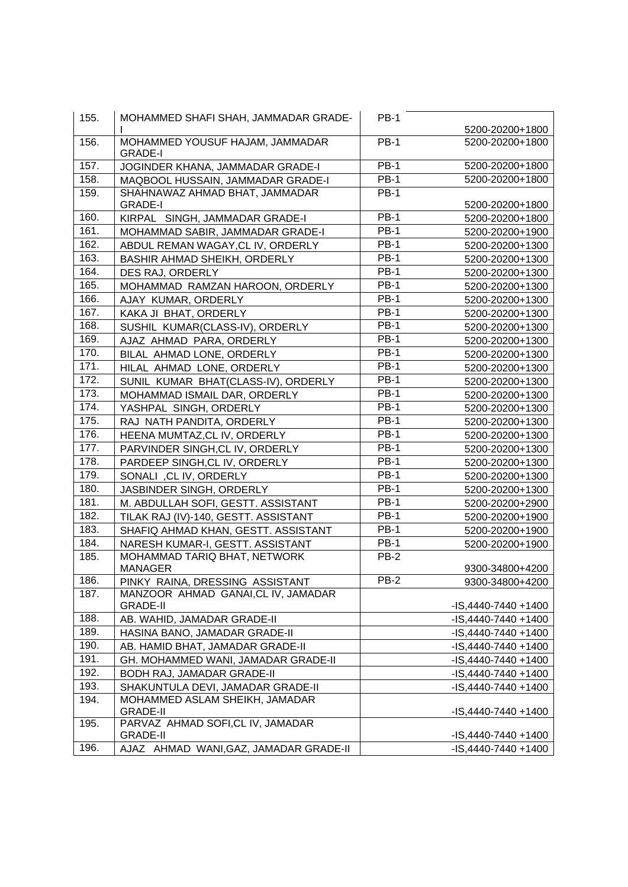| | | | |
|---|---|---|---|
| 155. | MOHAMMED SHAFI SHAH, JAMMADAR GRADE-I | PB-1 | 5200-20200+1800 |
| 156. | MOHAMMED YOUSUF HAJAM, JAMMADAR GRADE-I | PB-1 | 5200-20200+1800 |
| 157. | JOGINDER KHANA, JAMMADAR GRADE-I | PB-1 | 5200-20200+1800 |
| 158. | MAQBOOL HUSSAIN, JAMMADAR GRADE-I | PB-1 | 5200-20200+1800 |
| 159. | SHAHNAWAZ AHMAD BHAT, JAMMADAR GRADE-I | PB-1 | 5200-20200+1800 |
| 160. | KIRPAL SINGH, JAMMADAR GRADE-I | PB-1 | 5200-20200+1800 |
| 161. | MOHAMMAD SABIR, JAMMADAR GRADE-I | PB-1 | 5200-20200+1900 |
| 162. | ABDUL REMAN WAGAY,CL IV, ORDERLY | PB-1 | 5200-20200+1300 |
| 163. | BASHIR AHMAD SHEIKH, ORDERLY | PB-1 | 5200-20200+1300 |
| 164. | DES RAJ, ORDERLY | PB-1 | 5200-20200+1300 |
| 165. | MOHAMMAD RAMZAN HAROON, ORDERLY | PB-1 | 5200-20200+1300 |
| 166. | AJAY KUMAR, ORDERLY | PB-1 | 5200-20200+1300 |
| 167. | KAKA JI BHAT, ORDERLY | PB-1 | 5200-20200+1300 |
| 168. | SUSHIL KUMAR(CLASS-IV), ORDERLY | PB-1 | 5200-20200+1300 |
| 169. | AJAZ AHMAD PARA, ORDERLY | PB-1 | 5200-20200+1300 |
| 170. | BILAL AHMAD LONE, ORDERLY | PB-1 | 5200-20200+1300 |
| 171. | HILAL AHMAD LONE, ORDERLY | PB-1 | 5200-20200+1300 |
| 172. | SUNIL KUMAR BHAT(CLASS-IV), ORDERLY | PB-1 | 5200-20200+1300 |
| 173. | MOHAMMAD ISMAIL DAR, ORDERLY | PB-1 | 5200-20200+1300 |
| 174. | YASHPAL SINGH, ORDERLY | PB-1 | 5200-20200+1300 |
| 175. | RAJ NATH PANDITA, ORDERLY | PB-1 | 5200-20200+1300 |
| 176. | HEENA MUMTAZ,CL IV, ORDERLY | PB-1 | 5200-20200+1300 |
| 177. | PARVINDER SINGH,CL IV, ORDERLY | PB-1 | 5200-20200+1300 |
| 178. | PARDEEP SINGH,CL IV, ORDERLY | PB-1 | 5200-20200+1300 |
| 179. | SONALI ,CL IV, ORDERLY | PB-1 | 5200-20200+1300 |
| 180. | JASBINDER SINGH, ORDERLY | PB-1 | 5200-20200+1300 |
| 181. | M. ABDULLAH SOFI, GESTT. ASSISTANT | PB-1 | 5200-20200+2900 |
| 182. | TILAK RAJ (IV)-140, GESTT. ASSISTANT | PB-1 | 5200-20200+1900 |
| 183. | SHAFIQ AHMAD KHAN, GESTT. ASSISTANT | PB-1 | 5200-20200+1900 |
| 184. | NARESH KUMAR-I, GESTT. ASSISTANT | PB-1 | 5200-20200+1900 |
| 185. | MOHAMMAD TARIQ BHAT, NETWORK MANAGER | PB-2 | 9300-34800+4200 |
| 186. | PINKY RAINA, DRESSING ASSISTANT | PB-2 | 9300-34800+4200 |
| 187. | MANZOOR AHMAD GANAI,CL IV, JAMADAR GRADE-II | | -IS,4440-7440 +1400 |
| 188. | AB. WAHID, JAMADAR GRADE-II | | -IS,4440-7440 +1400 |
| 189. | HASINA BANO, JAMADAR GRADE-II | | -IS,4440-7440 +1400 |
| 190. | AB. HAMID BHAT, JAMADAR GRADE-II | | -IS,4440-7440 +1400 |
| 191. | GH. MOHAMMED WANI, JAMADAR GRADE-II | | -IS,4440-7440 +1400 |
| 192. | BODH RAJ, JAMADAR GRADE-II | | -IS,4440-7440 +1400 |
| 193. | SHAKUNTULA DEVI, JAMADAR GRADE-II | | -IS,4440-7440 +1400 |
| 194. | MOHAMMED ASLAM SHEIKH, JAMADAR GRADE-II | | -IS,4440-7440 +1400 |
| 195. | PARVAZ AHMAD SOFI,CL IV, JAMADAR GRADE-II | | -IS,4440-7440 +1400 |
| 196. | AJAZ AHMAD WANI,GAZ, JAMADAR GRADE-II | | -IS,4440-7440 +1400 |